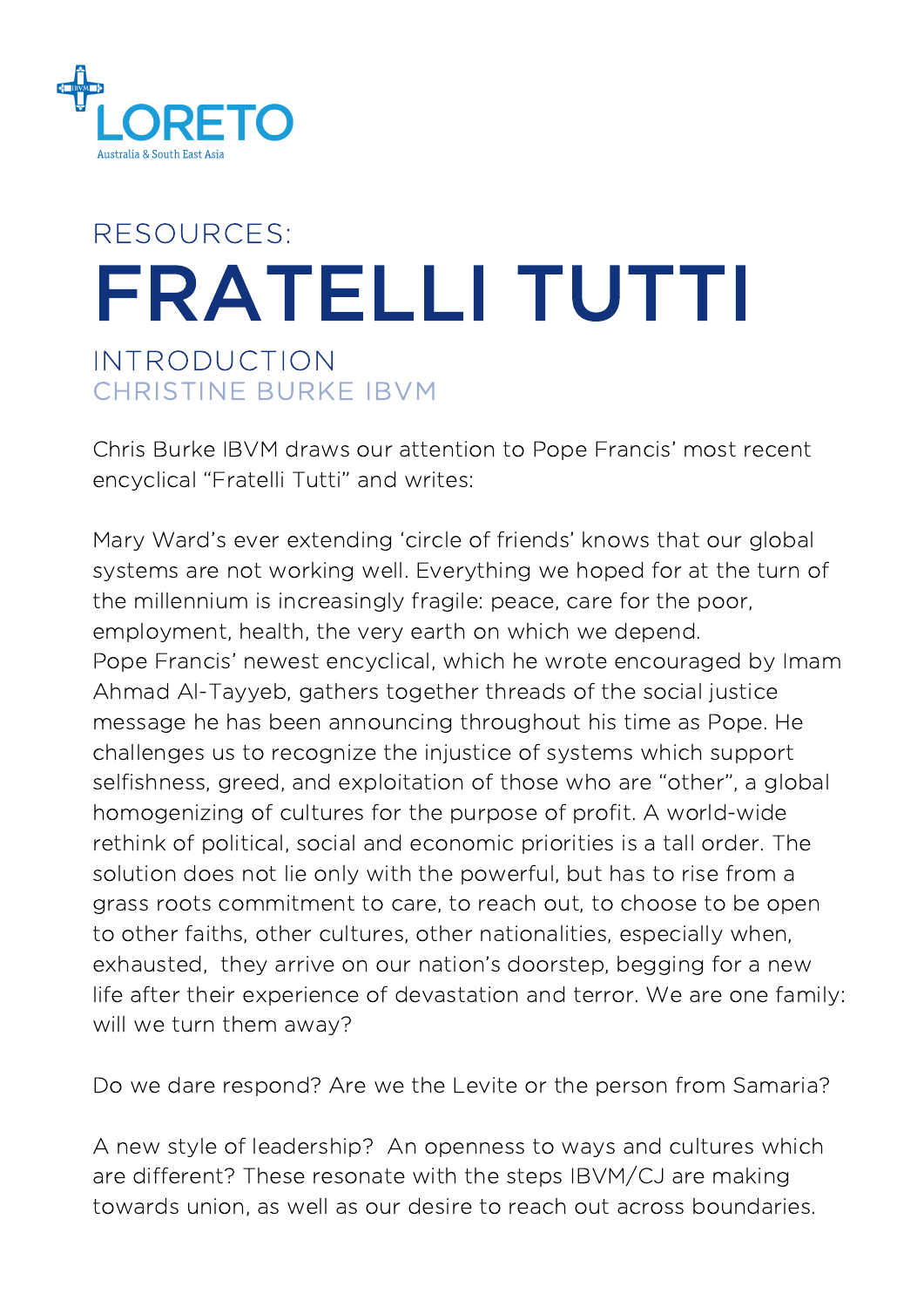LORETO

Australia & South East Asia

RESOURCES:

# FRATELLI TUTTI

## INTRODUCTION

### CHRISTINE BURKE IBVM

Chris Burke IBVM draws our attention to Pope Francis' most recent encyclical "Fratelli Tutti" and writes:

Mary Ward's ever extending 'circle of friends' knows that our global systems are not working well. Everything we hoped for at the turn of the millennium is increasingly fragile: peace, care for the poor, employment, health, the very earth on which we depend.
Pope Francis' newest encyclical, which he wrote encouraged by Imam Ahmad Al-Tayyeb, gathers together threads of the social justice message he has been announcing throughout his time as Pope. He challenges us to recognize the injustice of systems which support selfishness, greed, and exploitation of those who are "other", a global homogenizing of cultures for the purpose of profit. A world-wide rethink of political, social and economic priorities is a tall order. The solution does not lie only with the powerful, but has to rise from a grass roots commitment to care, to reach out, to choose to be open to other faiths, other cultures, other nationalities, especially when, exhausted, they arrive on our nation's doorstep, begging for a new life after their experience of devastation and terror. We are one family: will we turn them away?

Do we dare respond? Are we the Levite or the person from Samaria?

A new style of leadership? An openness to ways and cultures which are different? These resonate with the steps IBVM/CJ are making towards union, as well as our desire to reach out across boundaries.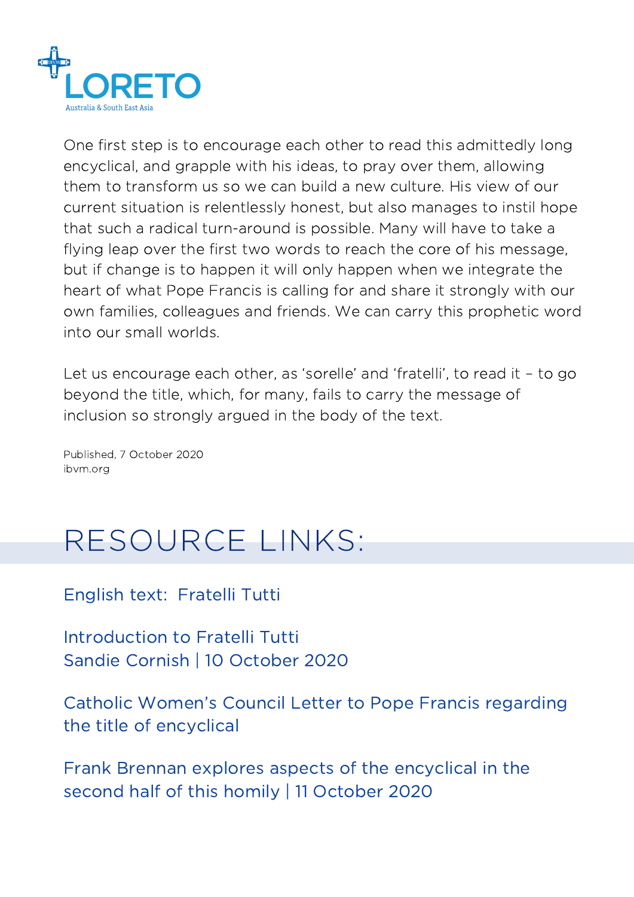One first step is to encourage each other to read this admittedly long encyclical, and grapple with his ideas, to pray over them, allowing them to transform us so we can build a new culture. His view of our current situation is relentlessly honest, but also manages to instil hope that such a radical turn-around is possible. Many will have to take a flying leap over the first two words to reach the core of his message, but if change is to happen it will only happen when we integrate the heart of what Pope Francis is calling for and share it strongly with our own families, colleagues and friends. We can carry this prophetic word into our small worlds.

Let us encourage each other, as 'sorelle' and 'fratelli', to read it – to go beyond the title, which, for many, fails to carry the message of inclusion so strongly argued in the body of the text.

Published, 7 October 2020
ibvm.org

# RESOURCE LINKS:

English text: Fratelli Tutti

Introduction to Fratelli Tutti
Sandie Cornish | 10 October 2020

Catholic Women's Council Letter to Pope Francis regarding the title of encyclical

Frank Brennan explores aspects of the encyclical in the second half of this homily | 11 October 2020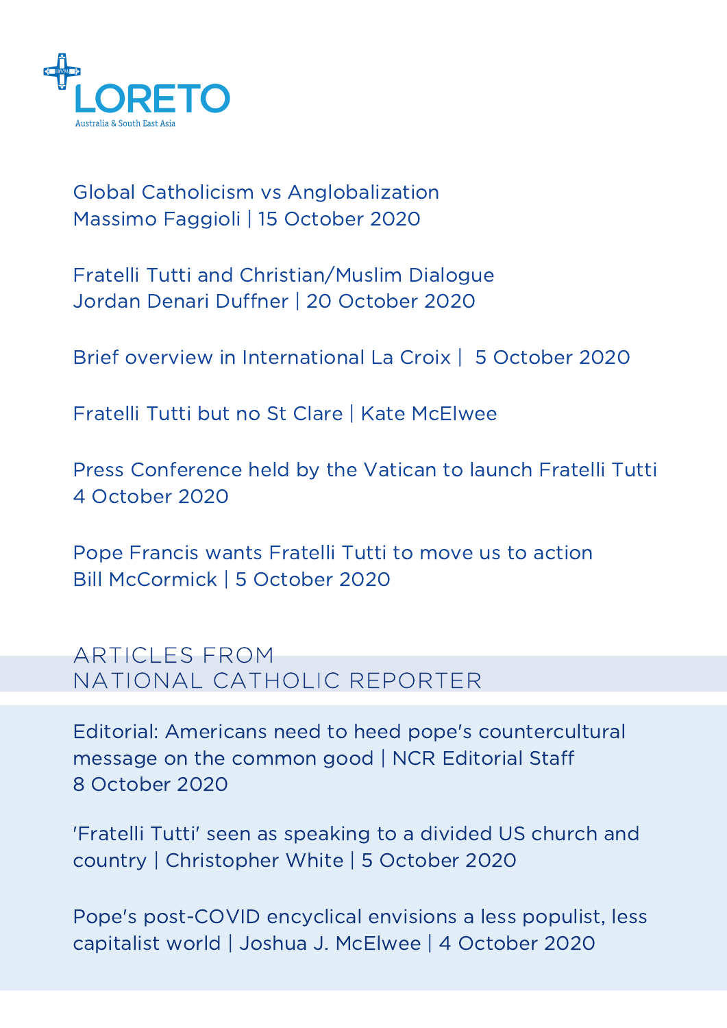LORETO
Australia & South East Asia

Global Catholicism vs Anglobalization
Massimo Faggioli | 15 October 2020

Fratelli Tutti and Christian/Muslim Dialogue
Jordan Denari Duffner | 20 October 2020

Brief overview in International La Croix | 5 October 2020

Fratelli Tutti but no St Clare | Kate McElwee

Press Conference held by the Vatican to launch Fratelli Tutti
4 October 2020

Pope Francis wants Fratelli Tutti to move us to action
Bill McCormick | 5 October 2020

## ARTICLES FROM NATIONAL CATHOLIC REPORTER

Editorial: Americans need to heed pope's countercultural message on the common good | NCR Editorial Staff
8 October 2020

'Fratelli Tutti' seen as speaking to a divided US church and country | Christopher White | 5 October 2020

Pope's post-COVID encyclical envisions a less populist, less capitalist world | Joshua J. McElwee | 4 October 2020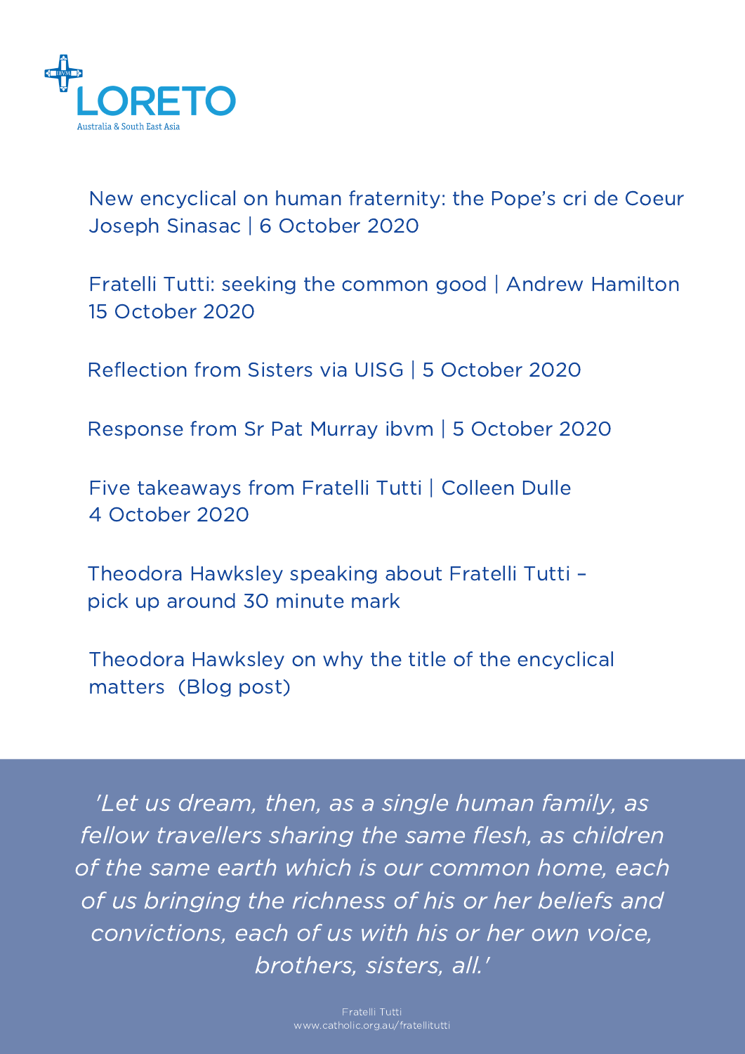LORETO
Australia & South East Asia

New encyclical on human fraternity: the Pope's cri de Coeur
Joseph Sinasac | 6 October 2020

Fratelli Tutti: seeking the common good | Andrew Hamilton
15 October 2020

Reflection from Sisters via UISG | 5 October 2020

Response from Sr Pat Murray ibvm | 5 October 2020

Five takeaways from Fratelli Tutti | Colleen Dulle
4 October 2020

Theodora Hawksley speaking about Fratelli Tutti –
pick up around 30 minute mark

Theodora Hawksley on why the title of the encyclical
matters (Blog post)

*'Let us dream, then, as a single human family, as fellow travellers sharing the same flesh, as children of the same earth which is our common home, each of us bringing the richness of his or her beliefs and convictions, each of us with his or her own voice, brothers, sisters, all.'*

Fratelli Tutti
www.catholic.org.au/fratellitutti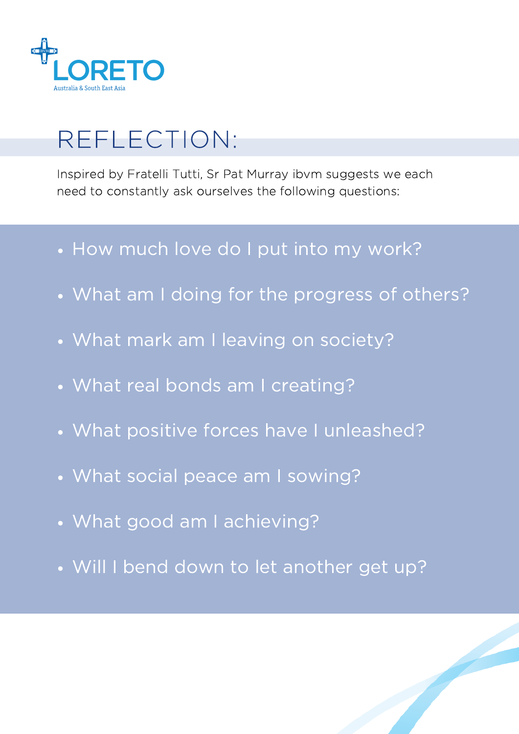LORETO

Australia & South East Asia

# REFLECTION:

Inspired by Fratelli Tutti, Sr Pat Murray ibvm suggests we each need to constantly ask ourselves the following questions:

- How much love do I put into my work?
- What am I doing for the progress of others?
- What mark am I leaving on society?
- What real bonds am I creating?
- What positive forces have I unleashed?
- What social peace am I sowing?
- What good am I achieving?
- Will I bend down to let another get up?